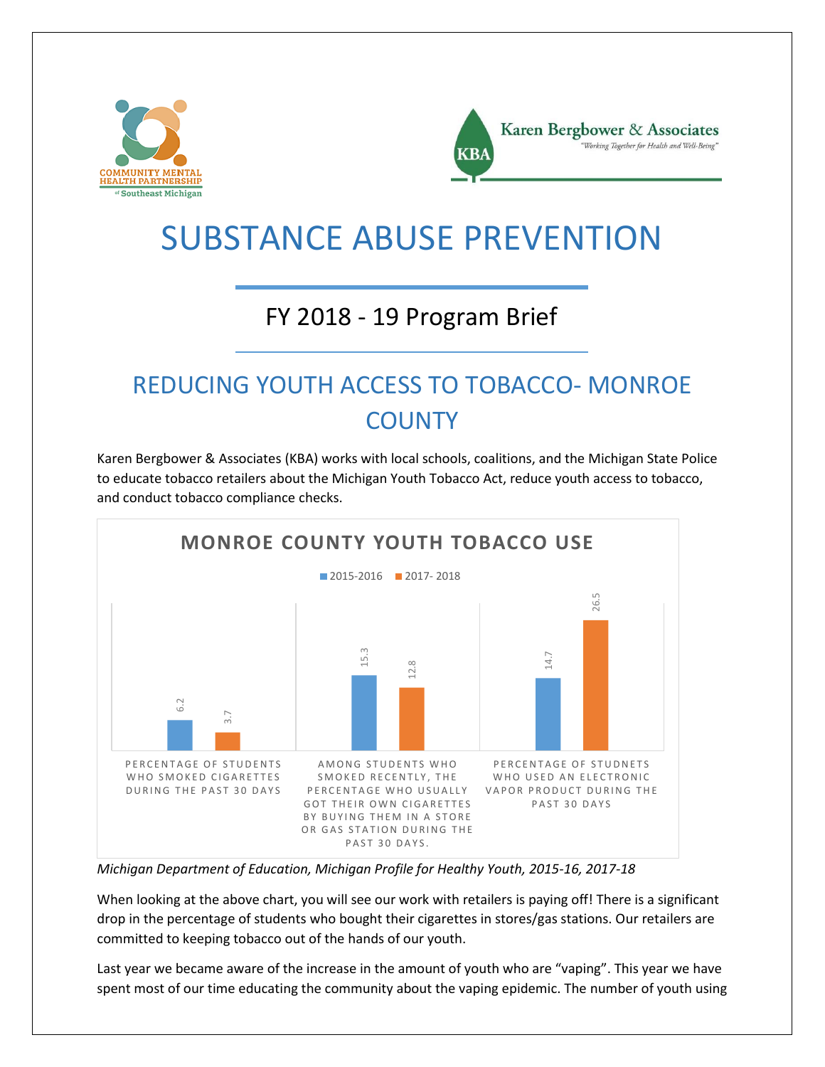COMMUNITY MENTAL HEALTH PARTNERSHIP of Southeast Michigan

Karen Bergbower & Associates
"Working Together for Health and Well-Being"

# SUBSTANCE ABUSE PREVENTION

## FY 2018 - 19 Program Brief

## REDUCING YOUTH ACCESS TO TOBACCO- MONROE COUNTY

Karen Bergbower & Associates (KBA) works with local schools, coalitions, and the Michigan State Police to educate tobacco retailers about the Michigan Youth Tobacco Act, reduce youth access to tobacco, and conduct tobacco compliance checks.

**MONROE COUNTY YOUTH TOBACCO USE**

| | 2015-2016 | 2017- 2018 |
|---|---|---|
| PERCENTAGE OF STUDENTS WHO SMOKED CIGARETTES DURING THE PAST 30 DAYS | 6.2 | 3.7 |
| AMONG STUDENTS WHO SMOKED RECENTLY, THE PERCENTAGE WHO USUALLY GOT THEIR OWN CIGARETTES BY BUYING THEM IN A STORE OR GAS STATION DURING THE PAST 30 DAYS. | 15.3 | 12.8 |
| PERCENTAGE OF STUDNETS WHO USED AN ELECTRONIC VAPOR PRODUCT DURING THE PAST 30 DAYS | 14.7 | 26.5 |

*Michigan Department of Education, Michigan Profile for Healthy Youth, 2015-16, 2017-18*

When looking at the above chart, you will see our work with retailers is paying off! There is a significant drop in the percentage of students who bought their cigarettes in stores/gas stations. Our retailers are committed to keeping tobacco out of the hands of our youth.

Last year we became aware of the increase in the amount of youth who are "vaping". This year we have spent most of our time educating the community about the vaping epidemic. The number of youth using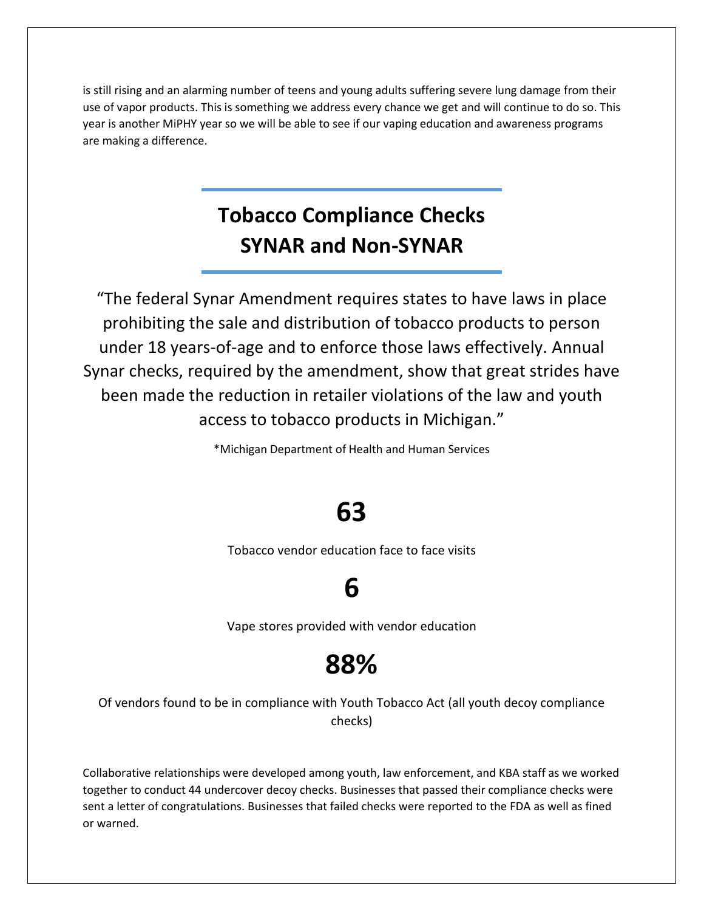is still rising and an alarming number of teens and young adults suffering severe lung damage from their use of vapor products. This is something we address every chance we get and will continue to do so. This year is another MiPHY year so we will be able to see if our vaping education and awareness programs are making a difference.

## Tobacco Compliance Checks SYNAR and Non-SYNAR

"The federal Synar Amendment requires states to have laws in place prohibiting the sale and distribution of tobacco products to person under 18 years-of-age and to enforce those laws effectively. Annual Synar checks, required by the amendment, show that great strides have been made the reduction in retailer violations of the law and youth access to tobacco products in Michigan."

*Michigan Department of Health and Human Services

# 63

Tobacco vendor education face to face visits

# 6

Vape stores provided with vendor education

# 88%

Of vendors found to be in compliance with Youth Tobacco Act (all youth decoy compliance checks)

Collaborative relationships were developed among youth, law enforcement, and KBA staff as we worked together to conduct 44 undercover decoy checks. Businesses that passed their compliance checks were sent a letter of congratulations. Businesses that failed checks were reported to the FDA as well as fined or warned.